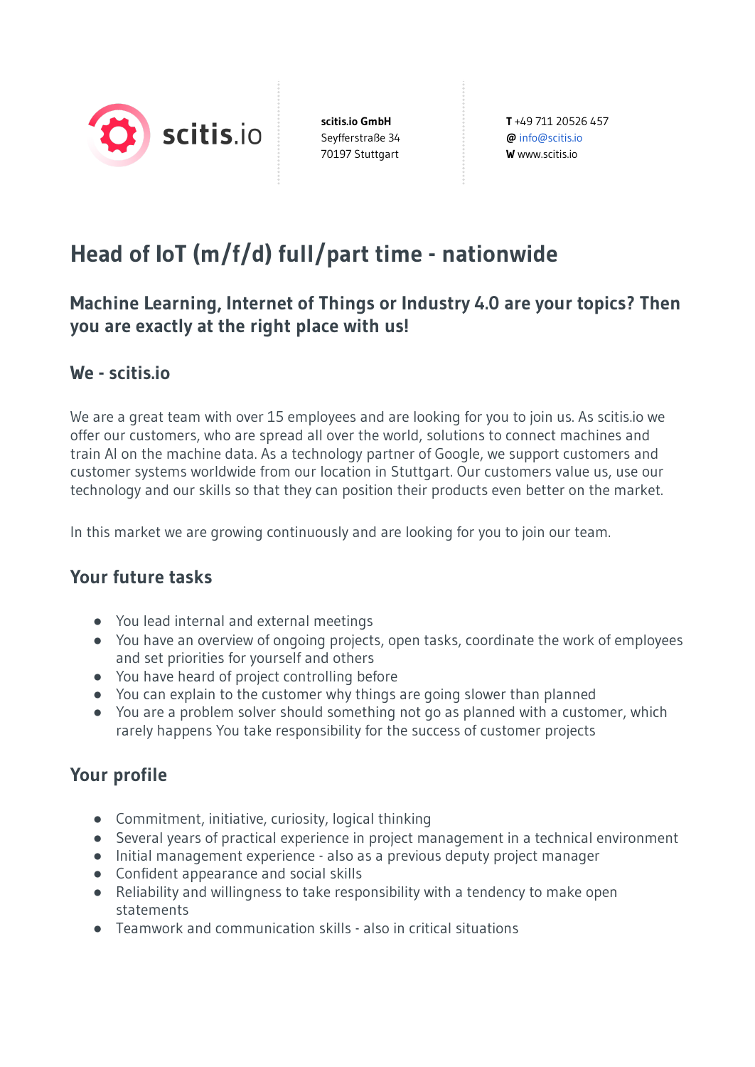scitis.io

**scitis.io GmbH**
Seyfferstraße 34
70197 Stuttgart

**T** +49 711 20526 457
**@** info@scitis.io
**W** www.scitis.io

# Head of IoT (m/f/d) full/part time - nationwide

## Machine Learning, Internet of Things or Industry 4.0 are your topics? Then you are exactly at the right place with us!

### We - scitis.io

We are a great team with over 15 employees and are looking for you to join us. As scitis.io we offer our customers, who are spread all over the world, solutions to connect machines and train AI on the machine data. As a technology partner of Google, we support customers and customer systems worldwide from our location in Stuttgart. Our customers value us, use our technology and our skills so that they can position their products even better on the market.

In this market we are growing continuously and are looking for you to join our team.

### Your future tasks

- You lead internal and external meetings
- You have an overview of ongoing projects, open tasks, coordinate the work of employees and set priorities for yourself and others
- You have heard of project controlling before
- You can explain to the customer why things are going slower than planned
- You are a problem solver should something not go as planned with a customer, which rarely happens You take responsibility for the success of customer projects

### Your profile

- Commitment, initiative, curiosity, logical thinking
- Several years of practical experience in project management in a technical environment
- Initial management experience - also as a previous deputy project manager
- Confident appearance and social skills
- Reliability and willingness to take responsibility with a tendency to make open statements
- Teamwork and communication skills - also in critical situations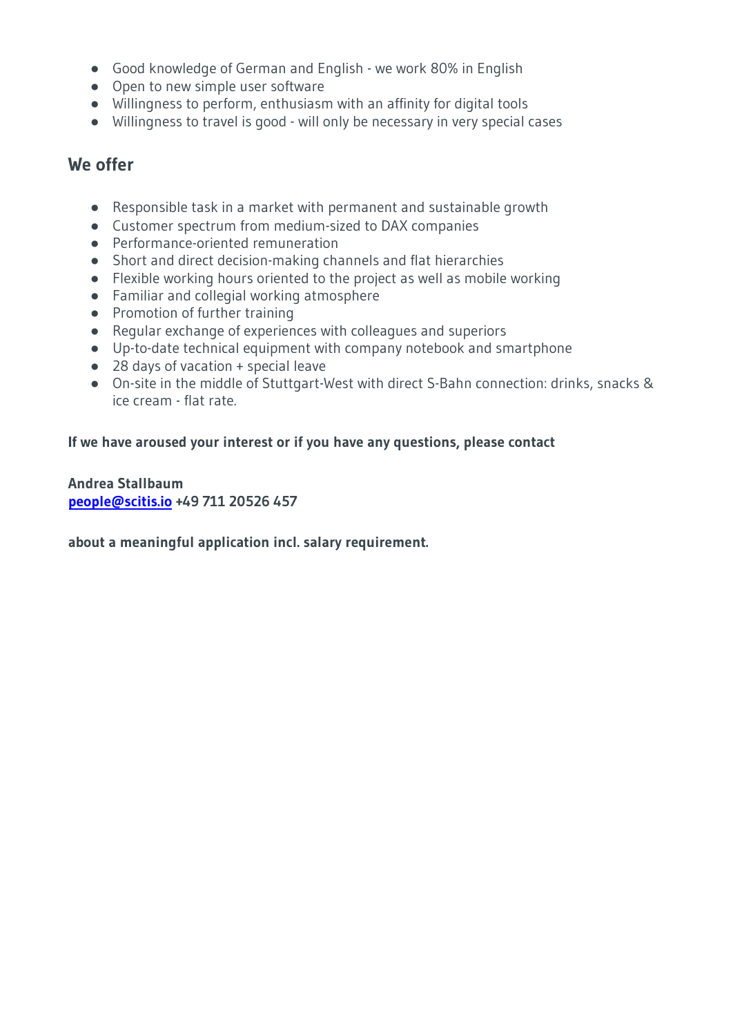- Good knowledge of German and English - we work 80% in English
- Open to new simple user software
- Willingness to perform, enthusiasm with an affinity for digital tools
- Willingness to travel is good - will only be necessary in very special cases

## We offer

- Responsible task in a market with permanent and sustainable growth
- Customer spectrum from medium-sized to DAX companies
- Performance-oriented remuneration
- Short and direct decision-making channels and flat hierarchies
- Flexible working hours oriented to the project as well as mobile working
- Familiar and collegial working atmosphere
- Promotion of further training
- Regular exchange of experiences with colleagues and superiors
- Up-to-date technical equipment with company notebook and smartphone
- 28 days of vacation + special leave
- On-site in the middle of Stuttgart-West with direct S-Bahn connection: drinks, snacks & ice cream - flat rate.

**If we have aroused your interest or if you have any questions, please contact**

**Andrea Stallbaum**
**[people@scitis.io](mailto:people@scitis.io) +49 711 20526 457**

**about a meaningful application incl. salary requirement.**